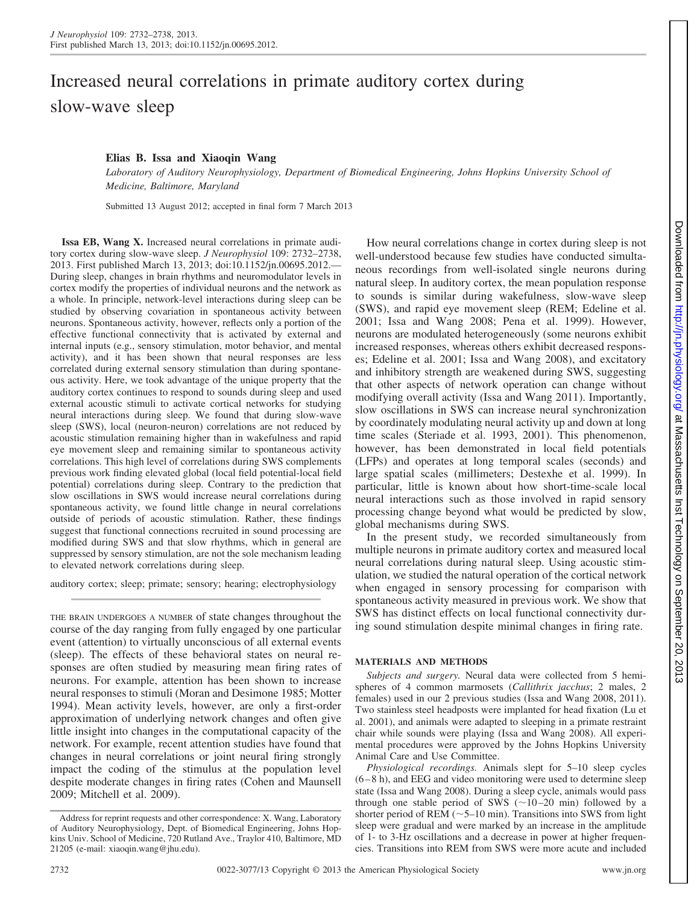# Increased neural correlations in primate auditory cortex during slow-wave sleep

**Elias B. Issa and Xiaoqin Wang**

*Laboratory of Auditory Neurophysiology, Department of Biomedical Engineering, Johns Hopkins University School of Medicine, Baltimore, Maryland*

Submitted 13 August 2012; accepted in final form 7 March 2013

**Issa EB, Wang X.** Increased neural correlations in primate auditory cortex during slow-wave sleep. *J Neurophysiol* 109: 2732–2738, 2013. First published March 13, 2013; doi:10.1152/jn.00695.2012.—During sleep, changes in brain rhythms and neuromodulator levels in cortex modify the properties of individual neurons and the network as a whole. In principle, network-level interactions during sleep can be studied by observing covariation in spontaneous activity between neurons. Spontaneous activity, however, reflects only a portion of the effective functional connectivity that is activated by external and internal inputs (e.g., sensory stimulation, motor behavior, and mental activity), and it has been shown that neural responses are less correlated during external sensory stimulation than during spontaneous activity. Here, we took advantage of the unique property that the auditory cortex continues to respond to sounds during sleep and used external acoustic stimuli to activate cortical networks for studying neural interactions during sleep. We found that during slow-wave sleep (SWS), local (neuron-neuron) correlations are not reduced by acoustic stimulation remaining higher than in wakefulness and rapid eye movement sleep and remaining similar to spontaneous activity correlations. This high level of correlations during SWS complements previous work finding elevated global (local field potential-local field potential) correlations during sleep. Contrary to the prediction that slow oscillations in SWS would increase neural correlations during spontaneous activity, we found little change in neural correlations outside of periods of acoustic stimulation. Rather, these findings suggest that functional connections recruited in sound processing are modified during SWS and that slow rhythms, which in general are suppressed by sensory stimulation, are not the sole mechanism leading to elevated network correlations during sleep.

auditory cortex; sleep; primate; sensory; hearing; electrophysiology

THE BRAIN UNDERGOES A NUMBER of state changes throughout the course of the day ranging from fully engaged by one particular event (attention) to virtually unconscious of all external events (sleep). The effects of these behavioral states on neural responses are often studied by measuring mean firing rates of neurons. For example, attention has been shown to increase neural responses to stimuli (Moran and Desimone 1985; Motter 1994). Mean activity levels, however, are only a first-order approximation of underlying network changes and often give little insight into changes in the computational capacity of the network. For example, recent attention studies have found that changes in neural correlations or joint neural firing strongly impact the coding of the stimulus at the population level despite moderate changes in firing rates (Cohen and Maunsell 2009; Mitchell et al. 2009).

How neural correlations change in cortex during sleep is not well-understood because few studies have conducted simultaneous recordings from well-isolated single neurons during natural sleep. In auditory cortex, the mean population response to sounds is similar during wakefulness, slow-wave sleep (SWS), and rapid eye movement sleep (REM; Edeline et al. 2001; Issa and Wang 2008; Pena et al. 1999). However, neurons are modulated heterogeneously (some neurons exhibit increased responses, whereas others exhibit decreased responses; Edeline et al. 2001; Issa and Wang 2008), and excitatory and inhibitory strength are weakened during SWS, suggesting that other aspects of network operation can change without modifying overall activity (Issa and Wang 2011). Importantly, slow oscillations in SWS can increase neural synchronization by coordinately modulating neural activity up and down at long time scales (Steriade et al. 1993, 2001). This phenomenon, however, has been demonstrated in local field potentials (LFPs) and operates at long temporal scales (seconds) and large spatial scales (millimeters; Destexhe et al. 1999). In particular, little is known about how short-time-scale local neural interactions such as those involved in rapid sensory processing change beyond what would be predicted by slow, global mechanisms during SWS.

In the present study, we recorded simultaneously from multiple neurons in primate auditory cortex and measured local neural correlations during natural sleep. Using acoustic stimulation, we studied the natural operation of the cortical network when engaged in sensory processing for comparison with spontaneous activity measured in previous work. We show that SWS has distinct effects on local functional connectivity during sound stimulation despite minimal changes in firing rate.

## MATERIALS AND METHODS

*Subjects and surgery.* Neural data were collected from 5 hemispheres of 4 common marmosets (*Callithrix jacchus*; 2 males, 2 females) used in our 2 previous studies (Issa and Wang 2008, 2011). Two stainless steel headposts were implanted for head fixation (Lu et al. 2001), and animals were adapted to sleeping in a primate restraint chair while sounds were playing (Issa and Wang 2008). All experimental procedures were approved by the Johns Hopkins University Animal Care and Use Committee.

*Physiological recordings.* Animals slept for 5–10 sleep cycles (6–8 h), and EEG and video monitoring were used to determine sleep state (Issa and Wang 2008). During a sleep cycle, animals would pass through one stable period of SWS (~10–20 min) followed by a shorter period of REM (~5–10 min). Transitions into SWS from light sleep were gradual and were marked by an increase in the amplitude of 1- to 3-Hz oscillations and a decrease in power at higher frequencies. Transitions into REM from SWS were more acute and included

Address for reprint requests and other correspondence: X. Wang, Laboratory of Auditory Neurophysiology, Dept. of Biomedical Engineering, Johns Hopkins Univ. School of Medicine, 720 Rutland Ave., Traylor 410, Baltimore, MD 21205 (e-mail: xiaoqin.wang@jhu.edu).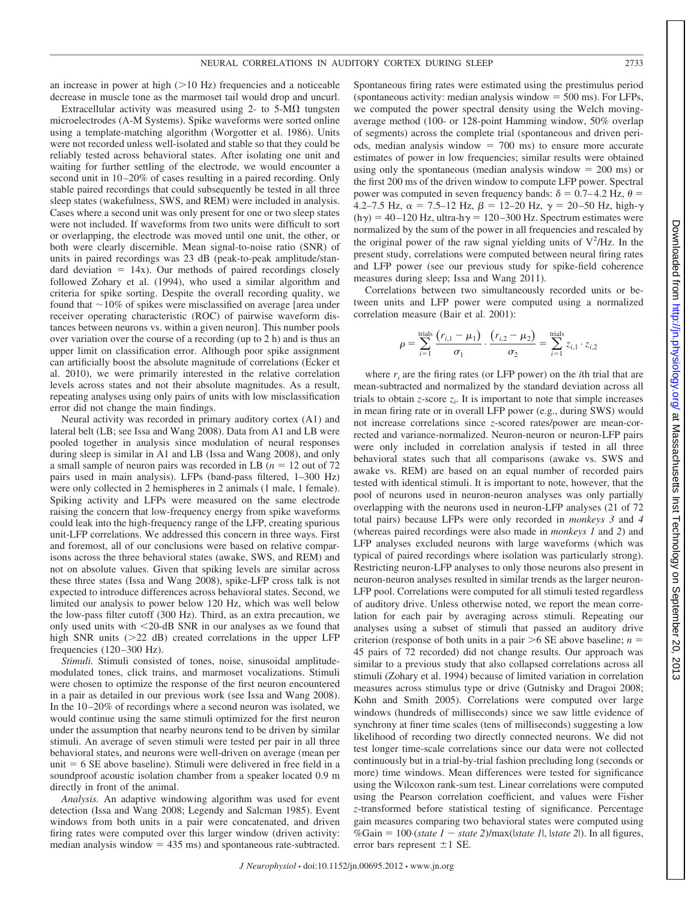an increase in power at high (>10 Hz) frequencies and a noticeable decrease in muscle tone as the marmoset tail would drop and uncurl.

Extracellular activity was measured using 2- to 5-MΩ tungsten microelectrodes (A-M Systems). Spike waveforms were sorted online using a template-matching algorithm (Worgotter et al. 1986). Units were not recorded unless well-isolated and stable so that they could be reliably tested across behavioral states. After isolating one unit and waiting for further settling of the electrode, we would encounter a second unit in 10–20% of cases resulting in a paired recording. Only stable paired recordings that could subsequently be tested in all three sleep states (wakefulness, SWS, and REM) were included in analysis. Cases where a second unit was only present for one or two sleep states were not included. If waveforms from two units were difficult to sort or overlapping, the electrode was moved until one unit, the other, or both were clearly discernible. Mean signal-to-noise ratio (SNR) of units in paired recordings was 23 dB (peak-to-peak amplitude/standard deviation = 14x). Our methods of paired recordings closely followed Zohary et al. (1994), who used a similar algorithm and criteria for spike sorting. Despite the overall recording quality, we found that ~10% of spikes were misclassified on average [area under receiver operating characteristic (ROC) of pairwise waveform distances between neurons vs. within a given neuron]. This number pools over variation over the course of a recording (up to 2 h) and is thus an upper limit on classification error. Although poor spike assignment can artificially boost the absolute magnitude of correlations (Ecker et al. 2010), we were primarily interested in the relative correlation levels across states and not their absolute magnitudes. As a result, repeating analyses using only pairs of units with low misclassification error did not change the main findings.

Neural activity was recorded in primary auditory cortex (A1) and lateral belt (LB; see Issa and Wang 2008). Data from A1 and LB were pooled together in analysis since modulation of neural responses during sleep is similar in A1 and LB (Issa and Wang 2008), and only a small sample of neuron pairs was recorded in LB ($n$ = 12 out of 72 pairs used in main analysis). LFPs (band-pass filtered, 1–300 Hz) were only collected in 2 hemispheres in 2 animals (1 male, 1 female). Spiking activity and LFPs were measured on the same electrode raising the concern that low-frequency energy from spike waveforms could leak into the high-frequency range of the LFP, creating spurious unit-LFP correlations. We addressed this concern in three ways. First and foremost, all of our conclusions were based on relative comparisons across the three behavioral states (awake, SWS, and REM) and not on absolute values. Given that spiking levels are similar across these three states (Issa and Wang 2008), spike-LFP cross talk is not expected to introduce differences across behavioral states. Second, we limited our analysis to power below 120 Hz, which was well below the low-pass filter cutoff (300 Hz). Third, as an extra precaution, we only used units with <20-dB SNR in our analyses as we found that high SNR units (>22 dB) created correlations in the upper LFP frequencies (120–300 Hz).

*Stimuli.* Stimuli consisted of tones, noise, sinusoidal amplitude-modulated tones, click trains, and marmoset vocalizations. Stimuli were chosen to optimize the response of the first neuron encountered in a pair as detailed in our previous work (see Issa and Wang 2008). In the 10–20% of recordings where a second neuron was isolated, we would continue using the same stimuli optimized for the first neuron under the assumption that nearby neurons tend to be driven by similar stimuli. An average of seven stimuli were tested per pair in all three behavioral states, and neurons were well-driven on average (mean per unit = 6 SE above baseline). Stimuli were delivered in free field in a soundproof acoustic isolation chamber from a speaker located 0.9 m directly in front of the animal.

*Analysis.* An adaptive windowing algorithm was used for event detection (Issa and Wang 2008; Legendy and Salcman 1985). Event windows from both units in a pair were concatenated, and driven firing rates were computed over this larger window (driven activity: median analysis window = 435 ms) and spontaneous rate-subtracted. Spontaneous firing rates were estimated using the prestimulus period (spontaneous activity: median analysis window = 500 ms). For LFPs, we computed the power spectral density using the Welch moving-average method (100- or 128-point Hamming window, 50% overlap of segments) across the complete trial (spontaneous and driven periods, median analysis window = 700 ms) to ensure more accurate estimates of power in low frequencies; similar results were obtained using only the spontaneous (median analysis window = 200 ms) or the first 200 ms of the driven window to compute LFP power. Spectral power was computed in seven frequency bands: $\delta$ = 0.7–4.2 Hz, $\theta$ = 4.2–7.5 Hz, $\alpha$ = 7.5–12 Hz, $\beta$ = 12–20 Hz, $\gamma$ = 20–50 Hz, high-$\gamma$ (h$\gamma$) = 40–120 Hz, ultra-h$\gamma$ = 120–300 Hz. Spectrum estimates were normalized by the sum of the power in all frequencies and rescaled by the original power of the raw signal yielding units of $V^2$/Hz. In the present study, correlations were computed between neural firing rates and LFP power (see our previous study for spike-field coherence measures during sleep; Issa and Wang 2011).

Correlations between two simultaneously recorded units or between units and LFP power were computed using a normalized correlation measure (Bair et al. 2001):

$$\rho = \sum_{i=1}^{\text{trials}} \frac{(r_{i,1} - \mu_1)}{\sigma_1} \cdot \frac{(r_{i,2} - \mu_2)}{\sigma_2} = \sum_{i=1}^{\text{trials}} z_{i,1} \cdot z_{i,2}$$

where $r_i$ are the firing rates (or LFP power) on the $i$th trial that are mean-subtracted and normalized by the standard deviation across all trials to obtain $z$-score $z_i$. It is important to note that simple increases in mean firing rate or in overall LFP power (e.g., during SWS) would not increase correlations since $z$-scored rates/power are mean-corrected and variance-normalized. Neuron-neuron or neuron-LFP pairs were only included in correlation analysis if tested in all three behavioral states such that all comparisons (awake vs. SWS and awake vs. REM) are based on an equal number of recorded pairs tested with identical stimuli. It is important to note, however, that the pool of neurons used in neuron-neuron analyses was only partially overlapping with the neurons used in neuron-LFP analyses (21 of 72 total pairs) because LFPs were only recorded in *monkeys 3* and *4* (whereas paired recordings were also made in *monkeys 1* and *2*) and LFP analyses excluded neurons with large waveforms (which was typical of paired recordings where isolation was particularly strong). Restricting neuron-LFP analyses to only those neurons also present in neuron-neuron analyses resulted in similar trends as the larger neuron-LFP pool. Correlations were computed for all stimuli tested regardless of auditory drive. Unless otherwise noted, we report the mean correlation for each pair by averaging across stimuli. Repeating our analyses using a subset of stimuli that passed an auditory drive criterion (response of both units in a pair >6 SE above baseline; $n$ = 45 pairs of 72 recorded) did not change results. Our approach was similar to a previous study that also collapsed correlations across all stimuli (Zohary et al. 1994) because of limited variation in correlation measures across stimulus type or drive (Gutnisky and Dragoi 2008; Kohn and Smith 2005). Correlations were computed over large windows (hundreds of milliseconds) since we saw little evidence of synchrony at finer time scales (tens of milliseconds) suggesting a low likelihood of recording two directly connected neurons. We did not test longer time-scale correlations since our data were not collected continuously but in a trial-by-trial fashion precluding long (seconds or more) time windows. Mean differences were tested for significance using the Wilcoxon rank-sum test. Linear correlations were computed using the Pearson correlation coefficient, and values were Fisher $z$-transformed before statistical testing of significance. Percentage gain measures comparing two behavioral states were computed using %Gain = 100·(*state 1* − *state 2*)/max(|*state 1*|, |*state 2*|). In all figures, error bars represent ±1 SE.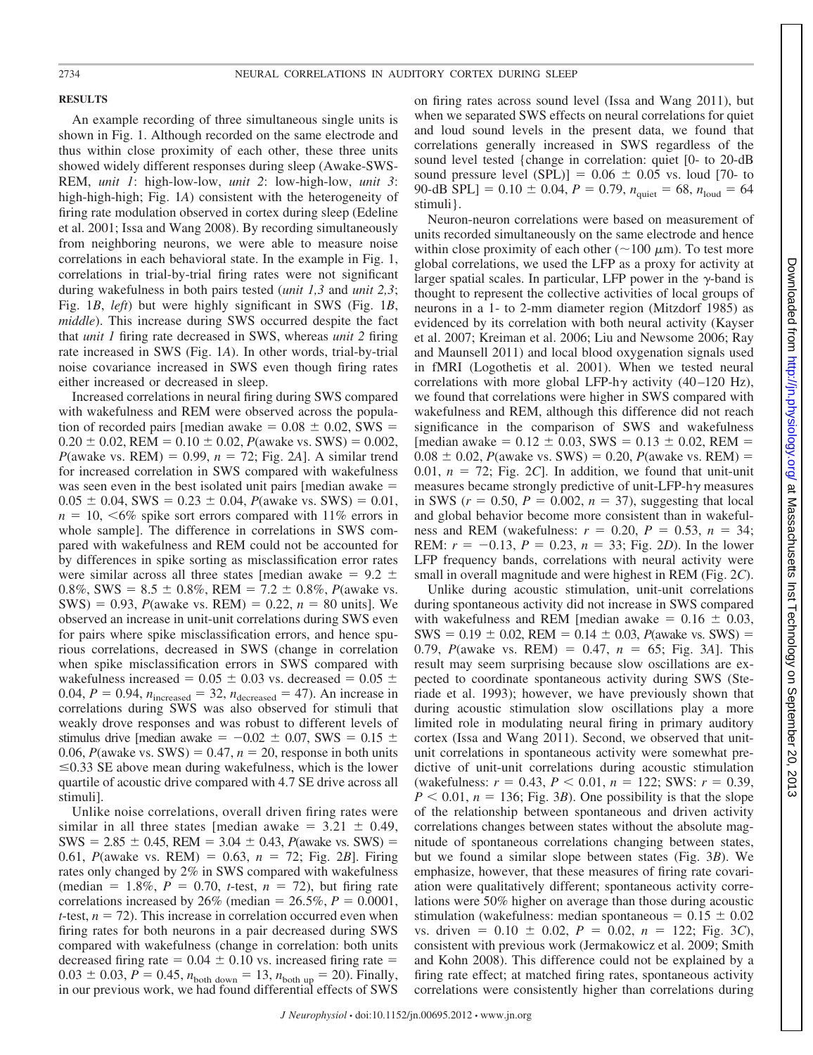## RESULTS

An example recording of three simultaneous single units is shown in Fig. 1. Although recorded on the same electrode and thus within close proximity of each other, these three units showed widely different responses during sleep (Awake-SWS-REM, *unit 1*: high-low-low, *unit 2*: low-high-low, *unit 3*: high-high-high; Fig. 1*A*) consistent with the heterogeneity of firing rate modulation observed in cortex during sleep (Edeline et al. 2001; Issa and Wang 2008). By recording simultaneously from neighboring neurons, we were able to measure noise correlations in each behavioral state. In the example in Fig. 1, correlations in trial-by-trial firing rates were not significant during wakefulness in both pairs tested (*unit 1,3* and *unit 2,3*; Fig. 1*B*, *left*) but were highly significant in SWS (Fig. 1*B*, *middle*). This increase during SWS occurred despite the fact that *unit 1* firing rate decreased in SWS, whereas *unit 2* firing rate increased in SWS (Fig. 1*A*). In other words, trial-by-trial noise covariance increased in SWS even though firing rates either increased or decreased in sleep.

Increased correlations in neural firing during SWS compared with wakefulness and REM were observed across the population of recorded pairs [median awake = $0.08 \pm 0.02$, SWS = $0.20 \pm 0.02$, REM = $0.10 \pm 0.02$, $P$(awake vs. SWS) = 0.002, $P$(awake vs. REM) = 0.99, $n = 72$; Fig. 2*A*]. A similar trend for increased correlation in SWS compared with wakefulness was seen even in the best isolated unit pairs [median awake = $0.05 \pm 0.04$, SWS = $0.23 \pm 0.04$, $P$(awake vs. SWS) = 0.01, $n = 10$, <6% spike sort errors compared with 11% errors in whole sample]. The difference in correlations in SWS compared with wakefulness and REM could not be accounted for by differences in spike sorting as misclassification error rates were similar across all three states [median awake = $9.2 \pm 0.8\%$, SWS = $8.5 \pm 0.8\%$, REM = $7.2 \pm 0.8\%$, $P$(awake vs. SWS) = 0.93, $P$(awake vs. REM) = 0.22, $n = 80$ units]. We observed an increase in unit-unit correlations during SWS even for pairs where spike misclassification errors, and hence spurious correlations, decreased in SWS (change in correlation when spike misclassification errors in SWS compared with wakefulness increased = $0.05 \pm 0.03$ vs. decreased = $0.05 \pm 0.04$, $P = 0.94$, $n_{\text{increased}} = 32$, $n_{\text{decreased}} = 47$). An increase in correlations during SWS was also observed for stimuli that weakly drove responses and was robust to different levels of stimulus drive [median awake = $-0.02 \pm 0.07$, SWS = $0.15 \pm 0.06$, $P$(awake vs. SWS) = 0.47, $n = 20$, response in both units $\leq$0.33 SE above mean during wakefulness, which is the lower quartile of acoustic drive compared with 4.7 SE drive across all stimuli].

Unlike noise correlations, overall driven firing rates were similar in all three states [median awake = $3.21 \pm 0.49$, SWS = $2.85 \pm 0.45$, REM = $3.04 \pm 0.43$, $P$(awake vs. SWS) = 0.61, $P$(awake vs. REM) = 0.63, $n = 72$; Fig. 2*B*]. Firing rates only changed by 2% in SWS compared with wakefulness (median = 1.8%, $P = 0.70$, *t*-test, $n = 72$), but firing rate correlations increased by 26% (median = 26.5%, $P = 0.0001$, *t*-test, $n = 72$). This increase in correlation occurred even when firing rates for both neurons in a pair decreased during SWS compared with wakefulness (change in correlation: both units decreased firing rate = $0.04 \pm 0.10$ vs. increased firing rate = $0.03 \pm 0.03$, $P = 0.45$, $n_{\text{both down}} = 13$, $n_{\text{both up}} = 20$). Finally, in our previous work, we had found differential effects of SWS on firing rates across sound level (Issa and Wang 2011), but when we separated SWS effects on neural correlations for quiet and loud sound levels in the present data, we found that correlations generally increased in SWS regardless of the sound level tested {change in correlation: quiet [0- to 20-dB sound pressure level (SPL)] = $0.06 \pm 0.05$ vs. loud [70- to 90-dB SPL] = $0.10 \pm 0.04$, $P = 0.79$, $n_{\text{quiet}} = 68$, $n_{\text{loud}} = 64$ stimuli}.

Neuron-neuron correlations were based on measurement of units recorded simultaneously on the same electrode and hence within close proximity of each other (~100 $\mu$m). To test more global correlations, we used the LFP as a proxy for activity at larger spatial scales. In particular, LFP power in the $\gamma$-band is thought to represent the collective activities of local groups of neurons in a 1- to 2-mm diameter region (Mitzdorf 1985) as evidenced by its correlation with both neural activity (Kayser et al. 2007; Kreiman et al. 2006; Liu and Newsome 2006; Ray and Maunsell 2011) and local blood oxygenation signals used in fMRI (Logothetis et al. 2001). When we tested neural correlations with more global LFP-h$\gamma$ activity (40–120 Hz), we found that correlations were higher in SWS compared with wakefulness and REM, although this difference did not reach significance in the comparison of SWS and wakefulness [median awake = $0.12 \pm 0.03$, SWS = $0.13 \pm 0.02$, REM = $0.08 \pm 0.02$, $P$(awake vs. SWS) = 0.20, $P$(awake vs. REM) = 0.01, $n = 72$; Fig. 2*C*]. In addition, we found that unit-unit measures became strongly predictive of unit-LFP-h$\gamma$ measures in SWS ($r = 0.50$, $P = 0.002$, $n = 37$), suggesting that local and global behavior become more consistent than in wakefulness and REM (wakefulness: $r = 0.20$, $P = 0.53$, $n = 34$; REM: $r = -0.13$, $P = 0.23$, $n = 33$; Fig. 2*D*). In the lower LFP frequency bands, correlations with neural activity were small in overall magnitude and were highest in REM (Fig. 2*C*).

Unlike during acoustic stimulation, unit-unit correlations during spontaneous activity did not increase in SWS compared with wakefulness and REM [median awake = $0.16 \pm 0.03$, SWS = $0.19 \pm 0.02$, REM = $0.14 \pm 0.03$, $P$(awake vs. SWS) = 0.79, $P$(awake vs. REM) = 0.47, $n = 65$; Fig. 3*A*]. This result may seem surprising because slow oscillations are expected to coordinate spontaneous activity during SWS (Steriade et al. 1993); however, we have previously shown that during acoustic stimulation slow oscillations play a more limited role in modulating neural firing in primary auditory cortex (Issa and Wang 2011). Second, we observed that unit-unit correlations in spontaneous activity were somewhat predictive of unit-unit correlations during acoustic stimulation (wakefulness: $r = 0.43$, $P < 0.01$, $n = 122$; SWS: $r = 0.39$, $P < 0.01$, $n = 136$; Fig. 3*B*). One possibility is that the slope of the relationship between spontaneous and driven activity correlations changes between states without the absolute magnitude of spontaneous correlations changing between states, but we found a similar slope between states (Fig. 3*B*). We emphasize, however, that these measures of firing rate covariation were qualitatively different; spontaneous activity correlations were 50% higher on average than those during acoustic stimulation (wakefulness: median spontaneous = $0.15 \pm 0.02$ vs. driven = $0.10 \pm 0.02$, $P = 0.02$, $n = 122$; Fig. 3*C*), consistent with previous work (Jermakowicz et al. 2009; Smith and Kohn 2008). This difference could not be explained by a firing rate effect; at matched firing rates, spontaneous activity correlations were consistently higher than correlations during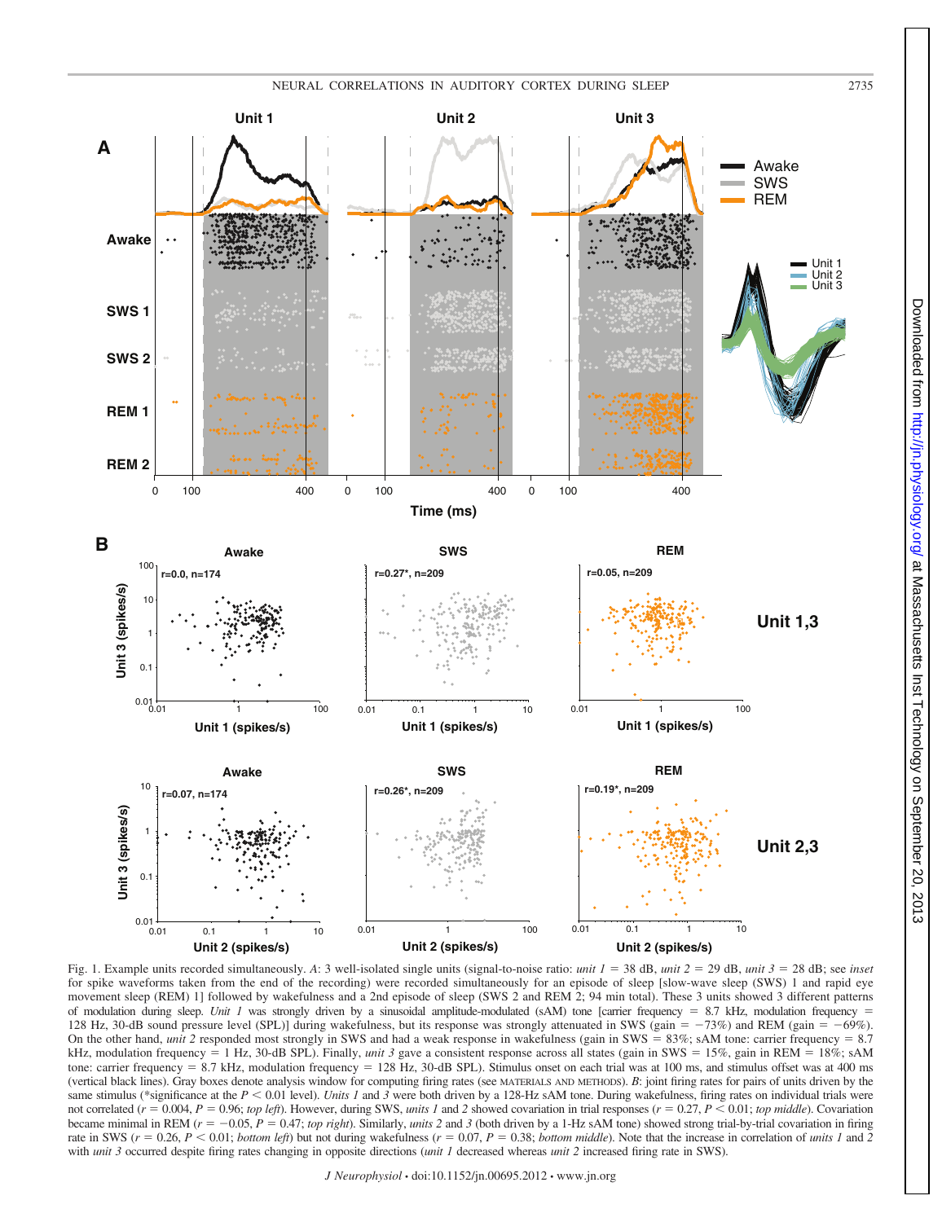Fig. 1. Example units recorded simultaneously. *A*: 3 well-isolated single units (signal-to-noise ratio: *unit 1* = 38 dB, *unit 2* = 29 dB, *unit 3* = 28 dB; see *inset* for spike waveforms taken from the end of the recording) were recorded simultaneously for an episode of sleep [slow-wave sleep (SWS) 1 and rapid eye movement sleep (REM) 1] followed by wakefulness and a 2nd episode of sleep (SWS 2 and REM 2; 94 min total). These 3 units showed 3 different patterns of modulation during sleep. *Unit 1* was strongly driven by a sinusoidal amplitude-modulated (sAM) tone [carrier frequency = 8.7 kHz, modulation frequency = 128 Hz, 30-dB sound pressure level (SPL)] during wakefulness, but its response was strongly attenuated in SWS (gain = −73%) and REM (gain = −69%). On the other hand, *unit 2* responded most strongly in SWS and had a weak response in wakefulness (gain in SWS = 83%; sAM tone: carrier frequency = 8.7 kHz, modulation frequency = 1 Hz, 30-dB SPL). Finally, *unit 3* gave a consistent response across all states (gain in SWS = 15%, gain in REM = 18%; sAM tone: carrier frequency = 8.7 kHz, modulation frequency = 128 Hz, 30-dB SPL). Stimulus onset on each trial was at 100 ms, and stimulus offset was at 400 ms (vertical black lines). Gray boxes denote analysis window for computing firing rates (see MATERIALS AND METHODS). *B*: joint firing rates for pairs of units driven by the same stimulus (*significance at the $P < 0.01$ level). *Units 1* and *3* were both driven by a 128-Hz sAM tone. During wakefulness, firing rates on individual trials were not correlated ($r = 0.004$, $P = 0.96$; *top left*). However, during SWS, *units 1* and *2* showed covariation in trial responses ($r = 0.27$, $P < 0.01$; *top middle*). Covariation became minimal in REM ($r = -0.05$, $P = 0.47$; *top right*). Similarly, *units 2* and *3* (both driven by a 1-Hz sAM tone) showed strong trial-by-trial covariation in firing rate in SWS ($r = 0.26$, $P < 0.01$; *bottom left*) but not during wakefulness ($r = 0.07$, $P = 0.38$; *bottom middle*). Note that the increase in correlation of *units 1* and *2* with *unit 3* occurred despite firing rates changing in opposite directions (*unit 1* decreased whereas *unit 2* increased firing rate in SWS).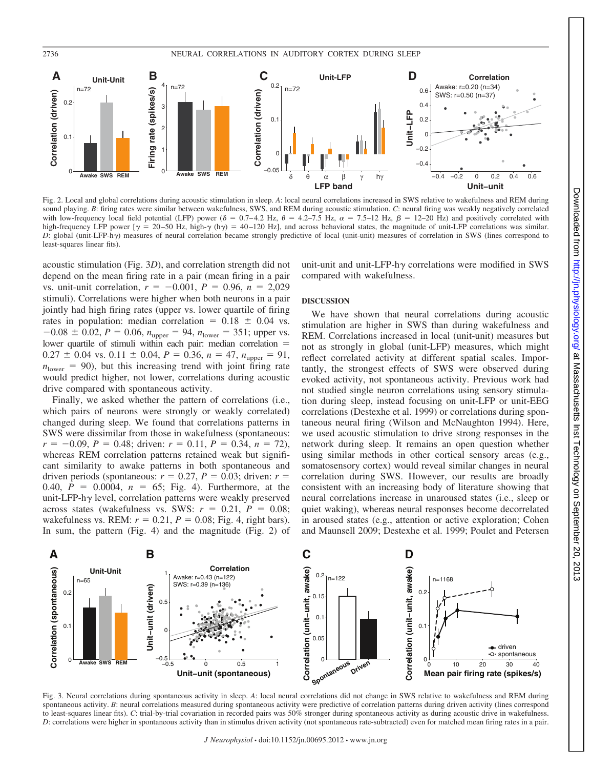Fig. 2. Local and global correlations during acoustic stimulation in sleep. *A*: local neural correlations increased in SWS relative to wakefulness and REM during sound playing. *B*: firing rates were similar between wakefulness, SWS, and REM during acoustic stimulation. *C*: neural firing was weakly negatively correlated with low-frequency local field potential (LFP) power ($\delta$ = 0.7–4.2 Hz, $\theta$ = 4.2–7.5 Hz, $\alpha$ = 7.5–12 Hz, $\beta$ = 12–20 Hz) and positively correlated with high-frequency LFP power [$\gamma$ = 20–50 Hz, high-$\gamma$ (h$\gamma$) = 40–120 Hz], and across behavioral states, the magnitude of unit-LFP correlations was similar. *D*: global (unit-LFP-h$\gamma$) measures of neural correlation became strongly predictive of local (unit-unit) measures of correlation in SWS (lines correspond to least-squares linear fits).

acoustic stimulation (Fig. 3*D*), and correlation strength did not depend on the mean firing rate in a pair (mean firing in a pair vs. unit-unit correlation, $r = -0.001$, $P = 0.96$, $n = 2{,}029$ stimuli). Correlations were higher when both neurons in a pair jointly had high firing rates (upper vs. lower quartile of firing rates in population: median correlation = $0.18 \pm 0.04$ vs. $-0.08 \pm 0.02$, $P = 0.06$, $n_{upper} = 94$, $n_{lower} = 351$; upper vs. lower quartile of stimuli within each pair: median correlation = $0.27 \pm 0.04$ vs. $0.11 \pm 0.04$, $P = 0.36$, $n = 47$, $n_{upper} = 91$, $n_{lower} = 90$), but this increasing trend with joint firing rate would predict higher, not lower, correlations during acoustic drive compared with spontaneous activity.

Finally, we asked whether the pattern of correlations (i.e., which pairs of neurons were strongly or weakly correlated) changed during sleep. We found that correlations patterns in SWS were dissimilar from those in wakefulness (spontaneous: $r = -0.09$, $P = 0.48$; driven: $r = 0.11$, $P = 0.34$, $n = 72$), whereas REM correlation patterns retained weak but significant similarity to awake patterns in both spontaneous and driven periods (spontaneous: $r = 0.27$, $P = 0.03$; driven: $r = 0.40$, $P = 0.0004$, $n = 65$; Fig. 4). Furthermore, at the unit-LFP-h$\gamma$ level, correlation patterns were weakly preserved across states (wakefulness vs. SWS: $r = 0.21$, $P = 0.08$; wakefulness vs. REM: $r = 0.21$, $P = 0.08$; Fig. 4, right bars). In sum, the pattern (Fig. 4) and the magnitude (Fig. 2) of unit-unit and unit-LFP-h$\gamma$ correlations were modified in SWS compared with wakefulness.

## DISCUSSION

We have shown that neural correlations during acoustic stimulation are higher in SWS than during wakefulness and REM. Correlations increased in local (unit-unit) measures but not as strongly in global (unit-LFP) measures, which might reflect correlated activity at different spatial scales. Importantly, the strongest effects of SWS were observed during evoked activity, not spontaneous activity. Previous work had not studied single neuron correlations using sensory stimulation during sleep, instead focusing on unit-LFP or unit-EEG correlations (Destexhe et al. 1999) or correlations during spontaneous neural firing (Wilson and McNaughton 1994). Here, we used acoustic stimulation to drive strong responses in the network during sleep. It remains an open question whether using similar methods in other cortical sensory areas (e.g., somatosensory cortex) would reveal similar changes in neural correlation during SWS. However, our results are broadly consistent with an increasing body of literature showing that neural correlations increase in unaroused states (i.e., sleep or quiet waking), whereas neural responses become decorrelated in aroused states (e.g., attention or active exploration; Cohen and Maunsell 2009; Destexhe et al. 1999; Poulet and Petersen

Fig. 3. Neural correlations during spontaneous activity in sleep. *A*: local neural correlations did not change in SWS relative to wakefulness and REM during spontaneous activity. *B*: neural correlations measured during spontaneous activity were predictive of correlation patterns during driven activity (lines correspond to least-squares linear fits). *C*: trial-by-trial covariation in recorded pairs was 50% stronger during spontaneous activity as during acoustic drive in wakefulness. *D*: correlations were higher in spontaneous activity than in stimulus driven activity (not spontaneous rate-subtracted) even for matched mean firing rates in a pair.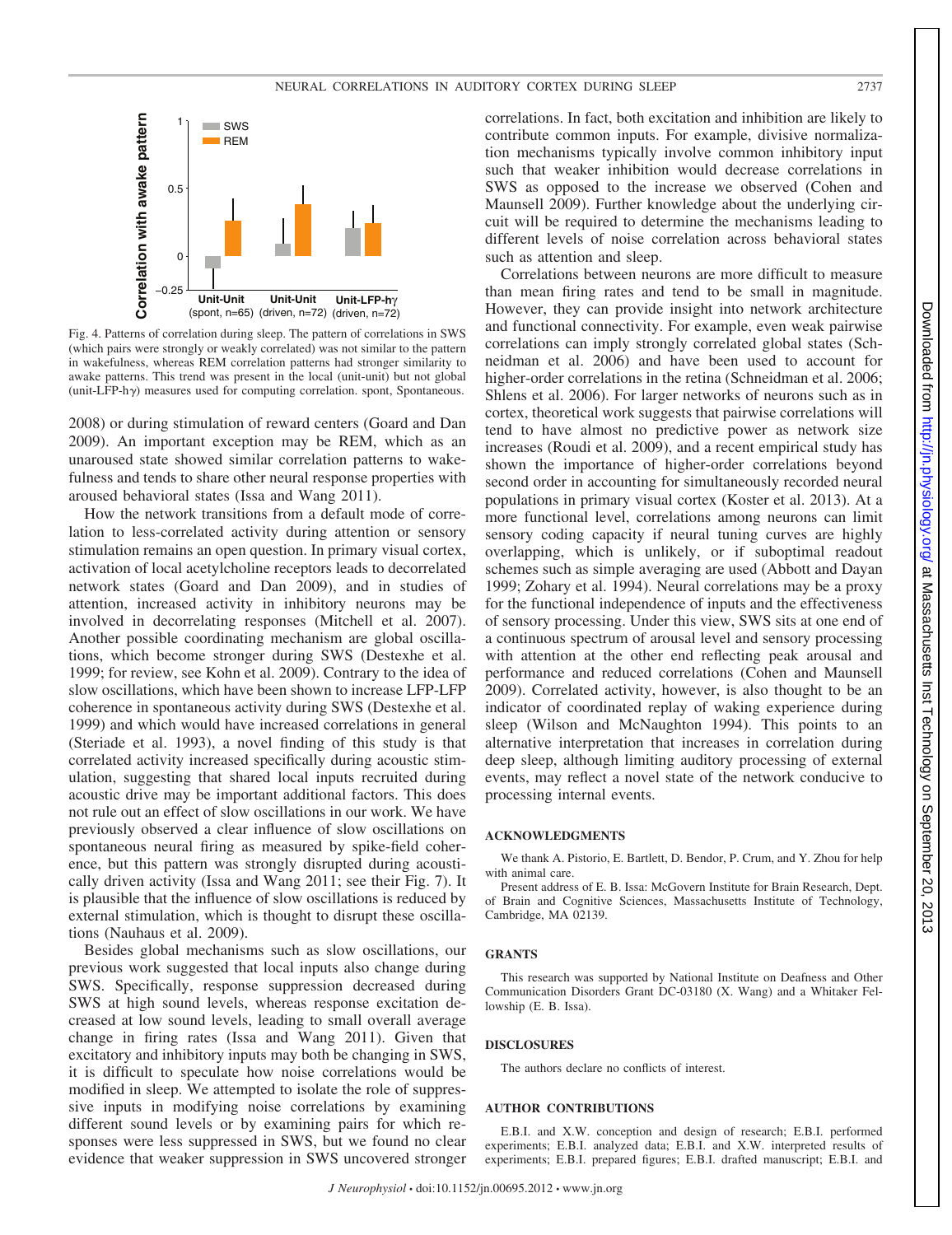Fig. 4. Patterns of correlation during sleep. The pattern of correlations in SWS (which pairs were strongly or weakly correlated) was not similar to the pattern in wakefulness, whereas REM correlation patterns had stronger similarity to awake patterns. This trend was present in the local (unit-unit) but not global (unit-LFP-h$\gamma$) measures used for computing correlation. spont, Spontaneous.

2008) or during stimulation of reward centers (Goard and Dan 2009). An important exception may be REM, which as an unaroused state showed similar correlation patterns to wakefulness and tends to share other neural response properties with aroused behavioral states (Issa and Wang 2011).

How the network transitions from a default mode of correlation to less-correlated activity during attention or sensory stimulation remains an open question. In primary visual cortex, activation of local acetylcholine receptors leads to decorrelated network states (Goard and Dan 2009), and in studies of attention, increased activity in inhibitory neurons may be involved in decorrelating responses (Mitchell et al. 2007). Another possible coordinating mechanism are global oscillations, which become stronger during SWS (Destexhe et al. 1999; for review, see Kohn et al. 2009). Contrary to the idea of slow oscillations, which have been shown to increase LFP-LFP coherence in spontaneous activity during SWS (Destexhe et al. 1999) and which would have increased correlations in general (Steriade et al. 1993), a novel finding of this study is that correlated activity increased specifically during acoustic stimulation, suggesting that shared local inputs recruited during acoustic drive may be important additional factors. This does not rule out an effect of slow oscillations in our work. We have previously observed a clear influence of slow oscillations on spontaneous neural firing as measured by spike-field coherence, but this pattern was strongly disrupted during acoustically driven activity (Issa and Wang 2011; see their Fig. 7). It is plausible that the influence of slow oscillations is reduced by external stimulation, which is thought to disrupt these oscillations (Nauhaus et al. 2009).

Besides global mechanisms such as slow oscillations, our previous work suggested that local inputs also change during SWS. Specifically, response suppression decreased during SWS at high sound levels, whereas response excitation decreased at low sound levels, leading to small overall average change in firing rates (Issa and Wang 2011). Given that excitatory and inhibitory inputs may both be changing in SWS, it is difficult to speculate how noise correlations would be modified in sleep. We attempted to isolate the role of suppressive inputs in modifying noise correlations by examining different sound levels or by examining pairs for which responses were less suppressed in SWS, but we found no clear evidence that weaker suppression in SWS uncovered stronger correlations. In fact, both excitation and inhibition are likely to contribute common inputs. For example, divisive normalization mechanisms typically involve common inhibitory input such that weaker inhibition would decrease correlations in SWS as opposed to the increase we observed (Cohen and Maunsell 2009). Further knowledge about the underlying circuit will be required to determine the mechanisms leading to different levels of noise correlation across behavioral states such as attention and sleep.

Correlations between neurons are more difficult to measure than mean firing rates and tend to be small in magnitude. However, they can provide insight into network architecture and functional connectivity. For example, even weak pairwise correlations can imply strongly correlated global states (Schneidman et al. 2006) and have been used to account for higher-order correlations in the retina (Schneidman et al. 2006; Shlens et al. 2006). For larger networks of neurons such as in cortex, theoretical work suggests that pairwise correlations will tend to have almost no predictive power as network size increases (Roudi et al. 2009), and a recent empirical study has shown the importance of higher-order correlations beyond second order in accounting for simultaneously recorded neural populations in primary visual cortex (Koster et al. 2013). At a more functional level, correlations among neurons can limit sensory coding capacity if neural tuning curves are highly overlapping, which is unlikely, or if suboptimal readout schemes such as simple averaging are used (Abbott and Dayan 1999; Zohary et al. 1994). Neural correlations may be a proxy for the functional independence of inputs and the effectiveness of sensory processing. Under this view, SWS sits at one end of a continuous spectrum of arousal level and sensory processing with attention at the other end reflecting peak arousal and performance and reduced correlations (Cohen and Maunsell 2009). Correlated activity, however, is also thought to be an indicator of coordinated replay of waking experience during sleep (Wilson and McNaughton 1994). This points to an alternative interpretation that increases in correlation during deep sleep, although limiting auditory processing of external events, may reflect a novel state of the network conducive to processing internal events.

## ACKNOWLEDGMENTS

We thank A. Pistorio, E. Bartlett, D. Bendor, P. Crum, and Y. Zhou for help with animal care.

Present address of E. B. Issa: McGovern Institute for Brain Research, Dept. of Brain and Cognitive Sciences, Massachusetts Institute of Technology, Cambridge, MA 02139.

## GRANTS

This research was supported by National Institute on Deafness and Other Communication Disorders Grant DC-03180 (X. Wang) and a Whitaker Fellowship (E. B. Issa).

## DISCLOSURES

The authors declare no conflicts of interest.

## AUTHOR CONTRIBUTIONS

E.B.I. and X.W. conception and design of research; E.B.I. performed experiments; E.B.I. analyzed data; E.B.I. and X.W. interpreted results of experiments; E.B.I. prepared figures; E.B.I. drafted manuscript; E.B.I. and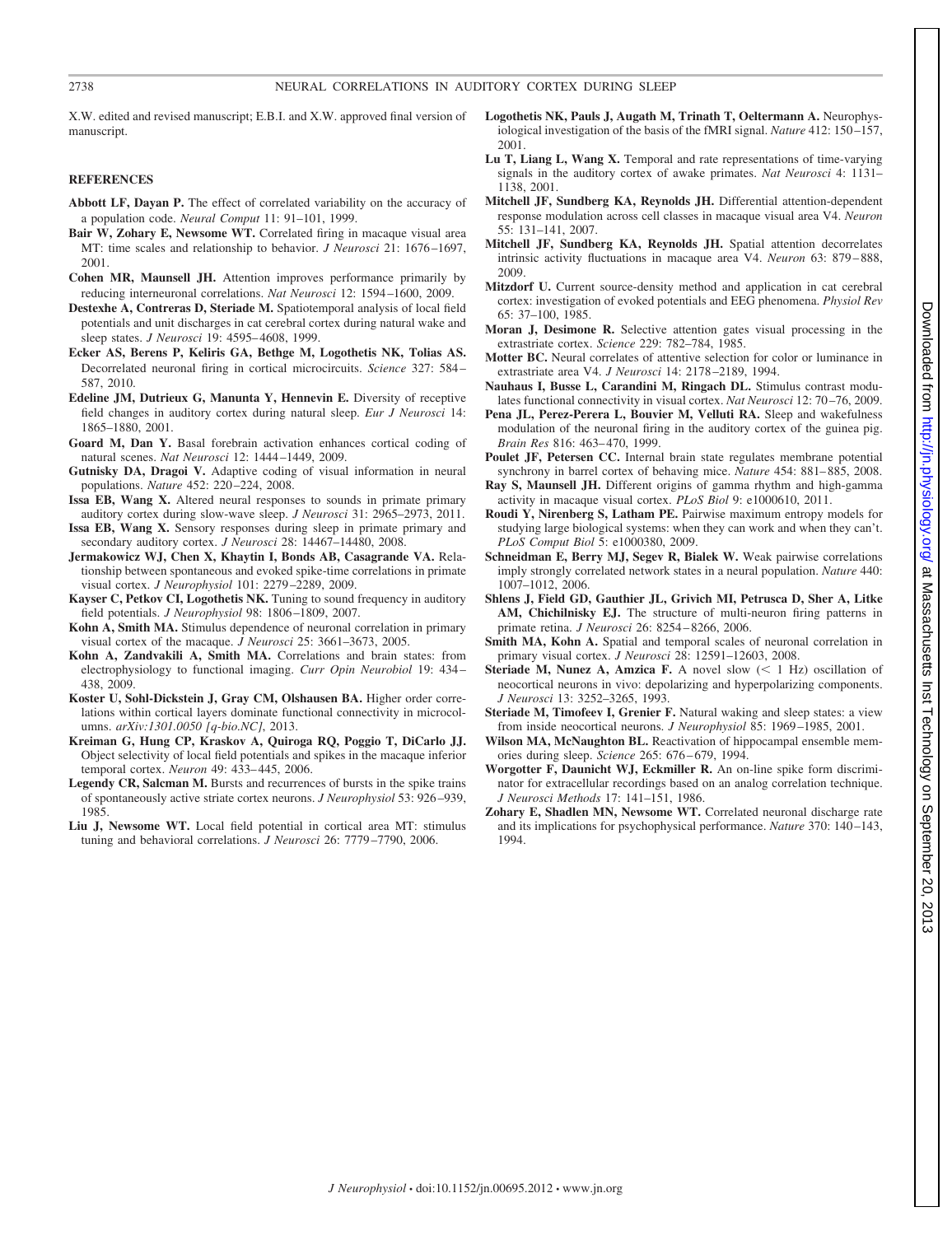X.W. edited and revised manuscript; E.B.I. and X.W. approved final version of manuscript.

## REFERENCES

**Abbott LF, Dayan P.** The effect of correlated variability on the accuracy of a population code. *Neural Comput* 11: 91–101, 1999.

**Bair W, Zohary E, Newsome WT.** Correlated firing in macaque visual area MT: time scales and relationship to behavior. *J Neurosci* 21: 1676–1697, 2001.

**Cohen MR, Maunsell JH.** Attention improves performance primarily by reducing interneuronal correlations. *Nat Neurosci* 12: 1594–1600, 2009.

**Destexhe A, Contreras D, Steriade M.** Spatiotemporal analysis of local field potentials and unit discharges in cat cerebral cortex during natural wake and sleep states. *J Neurosci* 19: 4595–4608, 1999.

**Ecker AS, Berens P, Keliris GA, Bethge M, Logothetis NK, Tolias AS.** Decorrelated neuronal firing in cortical microcircuits. *Science* 327: 584–587, 2010.

**Edeline JM, Dutrieux G, Manunta Y, Hennevin E.** Diversity of receptive field changes in auditory cortex during natural sleep. *Eur J Neurosci* 14: 1865–1880, 2001.

**Goard M, Dan Y.** Basal forebrain activation enhances cortical coding of natural scenes. *Nat Neurosci* 12: 1444–1449, 2009.

**Gutnisky DA, Dragoi V.** Adaptive coding of visual information in neural populations. *Nature* 452: 220–224, 2008.

**Issa EB, Wang X.** Altered neural responses to sounds in primate primary auditory cortex during slow-wave sleep. *J Neurosci* 31: 2965–2973, 2011.

**Issa EB, Wang X.** Sensory responses during sleep in primate primary and secondary auditory cortex. *J Neurosci* 28: 14467–14480, 2008.

**Jermakowicz WJ, Chen X, Khaytin I, Bonds AB, Casagrande VA.** Relationship between spontaneous and evoked spike-time correlations in primate visual cortex. *J Neurophysiol* 101: 2279–2289, 2009.

**Kayser C, Petkov CI, Logothetis NK.** Tuning to sound frequency in auditory field potentials. *J Neurophysiol* 98: 1806–1809, 2007.

**Kohn A, Smith MA.** Stimulus dependence of neuronal correlation in primary visual cortex of the macaque. *J Neurosci* 25: 3661–3673, 2005.

**Kohn A, Zandvakili A, Smith MA.** Correlations and brain states: from electrophysiology to functional imaging. *Curr Opin Neurobiol* 19: 434–438, 2009.

**Koster U, Sohl-Dickstein J, Gray CM, Olshausen BA.** Higher order correlations within cortical layers dominate functional connectivity in microcolumns. *arXiv:1301.0050 [q-bio.NC]*, 2013.

**Kreiman G, Hung CP, Kraskov A, Quiroga RQ, Poggio T, DiCarlo JJ.** Object selectivity of local field potentials and spikes in the macaque inferior temporal cortex. *Neuron* 49: 433–445, 2006.

**Legendy CR, Salcman M.** Bursts and recurrences of bursts in the spike trains of spontaneously active striate cortex neurons. *J Neurophysiol* 53: 926–939, 1985.

**Liu J, Newsome WT.** Local field potential in cortical area MT: stimulus tuning and behavioral correlations. *J Neurosci* 26: 7779–7790, 2006.

**Logothetis NK, Pauls J, Augath M, Trinath T, Oeltermann A.** Neurophysiological investigation of the basis of the fMRI signal. *Nature* 412: 150–157, 2001.

**Lu T, Liang L, Wang X.** Temporal and rate representations of time-varying signals in the auditory cortex of awake primates. *Nat Neurosci* 4: 1131–1138, 2001.

**Mitchell JF, Sundberg KA, Reynolds JH.** Differential attention-dependent response modulation across cell classes in macaque visual area V4. *Neuron* 55: 131–141, 2007.

**Mitchell JF, Sundberg KA, Reynolds JH.** Spatial attention decorrelates intrinsic activity fluctuations in macaque area V4. *Neuron* 63: 879–888, 2009.

**Mitzdorf U.** Current source-density method and application in cat cerebral cortex: investigation of evoked potentials and EEG phenomena. *Physiol Rev* 65: 37–100, 1985.

**Moran J, Desimone R.** Selective attention gates visual processing in the extrastriate cortex. *Science* 229: 782–784, 1985.

**Motter BC.** Neural correlates of attentive selection for color or luminance in extrastriate area V4. *J Neurosci* 14: 2178–2189, 1994.

**Nauhaus I, Busse L, Carandini M, Ringach DL.** Stimulus contrast modulates functional connectivity in visual cortex. *Nat Neurosci* 12: 70–76, 2009.

**Pena JL, Perez-Perera L, Bouvier M, Velluti RA.** Sleep and wakefulness modulation of the neuronal firing in the auditory cortex of the guinea pig. *Brain Res* 816: 463–470, 1999.

**Poulet JF, Petersen CC.** Internal brain state regulates membrane potential synchrony in barrel cortex of behaving mice. *Nature* 454: 881–885, 2008.

**Ray S, Maunsell JH.** Different origins of gamma rhythm and high-gamma activity in macaque visual cortex. *PLoS Biol* 9: e1000610, 2011.

**Roudi Y, Nirenberg S, Latham PE.** Pairwise maximum entropy models for studying large biological systems: when they can work and when they can't. *PLoS Comput Biol* 5: e1000380, 2009.

**Schneidman E, Berry MJ, Segev R, Bialek W.** Weak pairwise correlations imply strongly correlated network states in a neural population. *Nature* 440: 1007–1012, 2006.

**Shlens J, Field GD, Gauthier JL, Grivich MI, Petrusca D, Sher A, Litke AM, Chichilnisky EJ.** The structure of multi-neuron firing patterns in primate retina. *J Neurosci* 26: 8254–8266, 2006.

**Smith MA, Kohn A.** Spatial and temporal scales of neuronal correlation in primary visual cortex. *J Neurosci* 28: 12591–12603, 2008.

**Steriade M, Nunez A, Amzica F.** A novel slow ($< 1$ Hz) oscillation of neocortical neurons in vivo: depolarizing and hyperpolarizing components. *J Neurosci* 13: 3252–3265, 1993.

**Steriade M, Timofeev I, Grenier F.** Natural waking and sleep states: a view from inside neocortical neurons. *J Neurophysiol* 85: 1969–1985, 2001.

**Wilson MA, McNaughton BL.** Reactivation of hippocampal ensemble memories during sleep. *Science* 265: 676–679, 1994.

**Worgotter F, Daunicht WJ, Eckmiller R.** An on-line spike form discriminator for extracellular recordings based on an analog correlation technique. *J Neurosci Methods* 17: 141–151, 1986.

**Zohary E, Shadlen MN, Newsome WT.** Correlated neuronal discharge rate and its implications for psychophysical performance. *Nature* 370: 140–143, 1994.